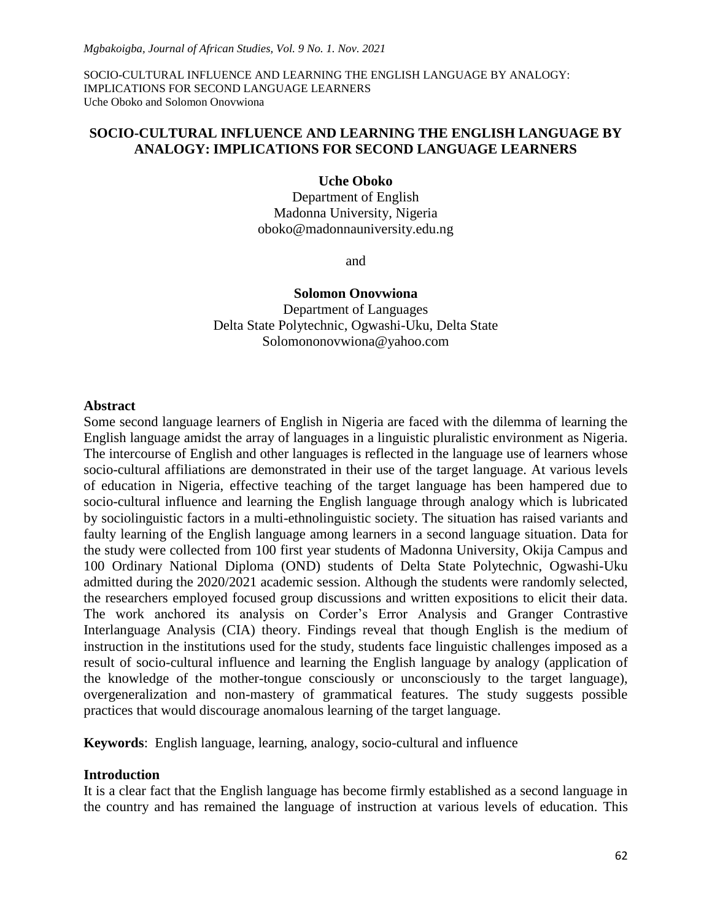# SOCIO-CULTURAL INFLUENCE AND LEARNING THE ENGLISH LANGUAGE BY ANALOGY: IMPLICATIONS FOR SECOND LANGUAGE LEARNERS

**Uche Oboko**
Department of English
Madonna University, Nigeria
oboko@madonnauniversity.edu.ng

and

**Solomon Onovwiona**
Department of Languages
Delta State Polytechnic, Ogwashi-Uku, Delta State
Solomononovwiona@yahoo.com

## Abstract

Some second language learners of English in Nigeria are faced with the dilemma of learning the English language amidst the array of languages in a linguistic pluralistic environment as Nigeria. The intercourse of English and other languages is reflected in the language use of learners whose socio-cultural affiliations are demonstrated in their use of the target language. At various levels of education in Nigeria, effective teaching of the target language has been hampered due to socio-cultural influence and learning the English language through analogy which is lubricated by sociolinguistic factors in a multi-ethnolinguistic society. The situation has raised variants and faulty learning of the English language among learners in a second language situation. Data for the study were collected from 100 first year students of Madonna University, Okija Campus and 100 Ordinary National Diploma (OND) students of Delta State Polytechnic, Ogwashi-Uku admitted during the 2020/2021 academic session. Although the students were randomly selected, the researchers employed focused group discussions and written expositions to elicit their data. The work anchored its analysis on Corder's Error Analysis and Granger Contrastive Interlanguage Analysis (CIA) theory. Findings reveal that though English is the medium of instruction in the institutions used for the study, students face linguistic challenges imposed as a result of socio-cultural influence and learning the English language by analogy (application of the knowledge of the mother-tongue consciously or unconsciously to the target language), overgeneralization and non-mastery of grammatical features. The study suggests possible practices that would discourage anomalous learning of the target language.

**Keywords**: English language, learning, analogy, socio-cultural and influence

## Introduction

It is a clear fact that the English language has become firmly established as a second language in the country and has remained the language of instruction at various levels of education. This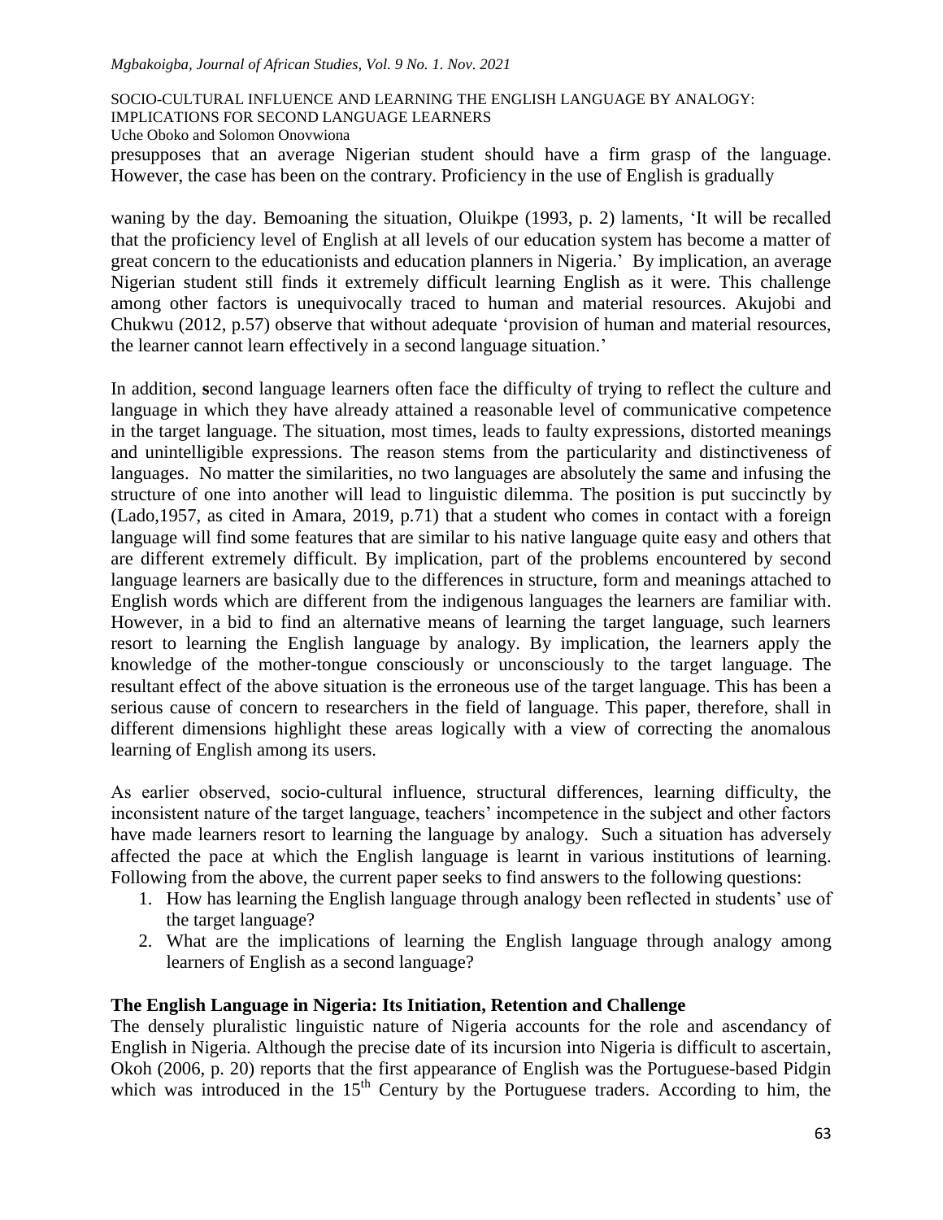presupposes that an average Nigerian student should have a firm grasp of the language. However, the case has been on the contrary. Proficiency in the use of English is gradually

waning by the day. Bemoaning the situation, Oluikpe (1993, p. 2) laments, 'It will be recalled that the proficiency level of English at all levels of our education system has become a matter of great concern to the educationists and education planners in Nigeria.' By implication, an average Nigerian student still finds it extremely difficult learning English as it were. This challenge among other factors is unequivocally traced to human and material resources. Akujobi and Chukwu (2012, p.57) observe that without adequate 'provision of human and material resources, the learner cannot learn effectively in a second language situation.'

In addition, **s**econd language learners often face the difficulty of trying to reflect the culture and language in which they have already attained a reasonable level of communicative competence in the target language. The situation, most times, leads to faulty expressions, distorted meanings and unintelligible expressions. The reason stems from the particularity and distinctiveness of languages. No matter the similarities, no two languages are absolutely the same and infusing the structure of one into another will lead to linguistic dilemma. The position is put succinctly by (Lado,1957, as cited in Amara, 2019, p.71) that a student who comes in contact with a foreign language will find some features that are similar to his native language quite easy and others that are different extremely difficult. By implication, part of the problems encountered by second language learners are basically due to the differences in structure, form and meanings attached to English words which are different from the indigenous languages the learners are familiar with. However, in a bid to find an alternative means of learning the target language, such learners resort to learning the English language by analogy. By implication, the learners apply the knowledge of the mother-tongue consciously or unconsciously to the target language. The resultant effect of the above situation is the erroneous use of the target language. This has been a serious cause of concern to researchers in the field of language. This paper, therefore, shall in different dimensions highlight these areas logically with a view of correcting the anomalous learning of English among its users.

As earlier observed, socio-cultural influence, structural differences, learning difficulty, the inconsistent nature of the target language, teachers' incompetence in the subject and other factors have made learners resort to learning the language by analogy. Such a situation has adversely affected the pace at which the English language is learnt in various institutions of learning. Following from the above, the current paper seeks to find answers to the following questions:

1. How has learning the English language through analogy been reflected in students' use of the target language?
2. What are the implications of learning the English language through analogy among learners of English as a second language?

## The English Language in Nigeria: Its Initiation, Retention and Challenge

The densely pluralistic linguistic nature of Nigeria accounts for the role and ascendancy of English in Nigeria. Although the precise date of its incursion into Nigeria is difficult to ascertain, Okoh (2006, p. 20) reports that the first appearance of English was the Portuguese-based Pidgin which was introduced in the 15th Century by the Portuguese traders. According to him, the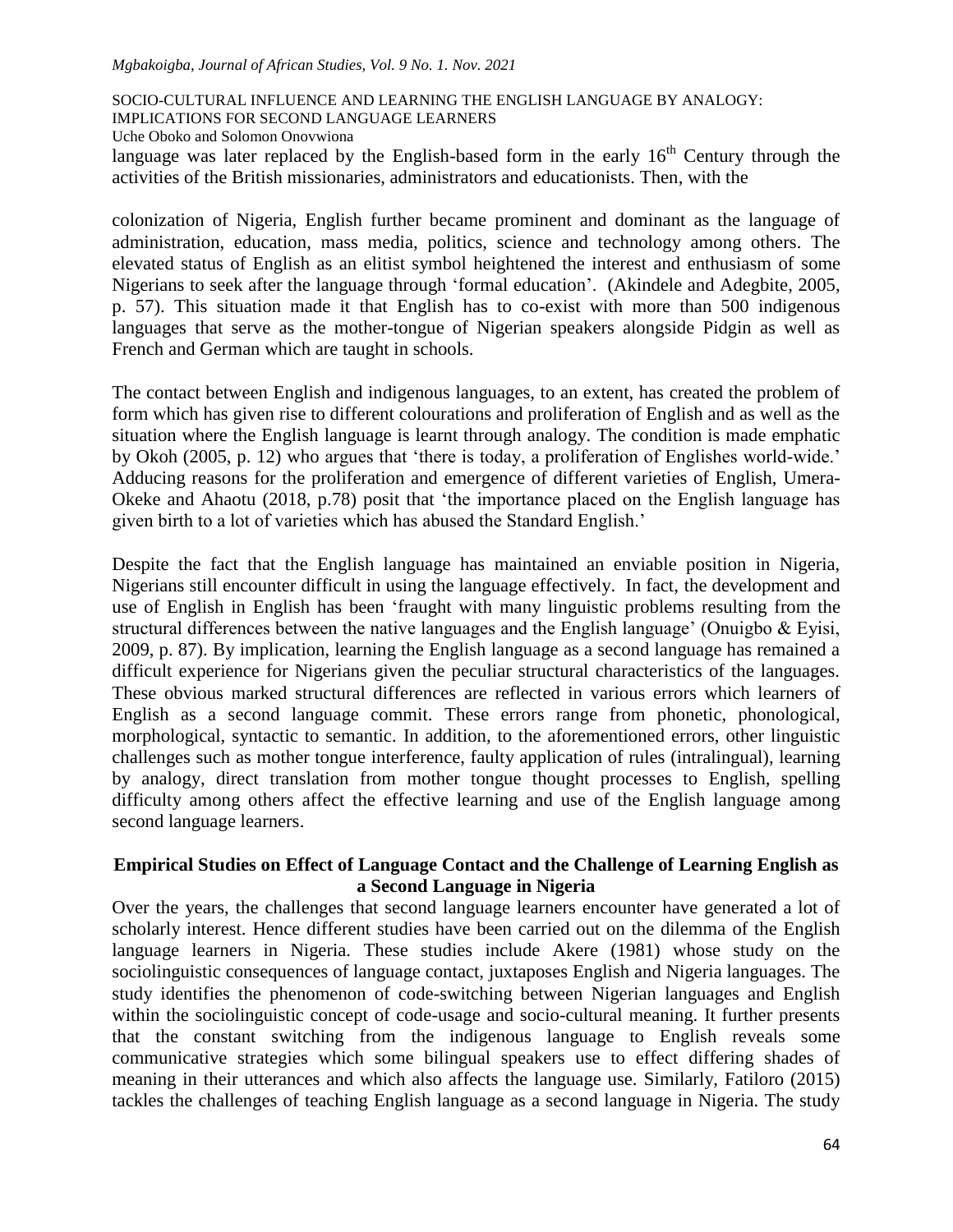language was later replaced by the English-based form in the early 16th Century through the activities of the British missionaries, administrators and educationists. Then, with the

colonization of Nigeria, English further became prominent and dominant as the language of administration, education, mass media, politics, science and technology among others. The elevated status of English as an elitist symbol heightened the interest and enthusiasm of some Nigerians to seek after the language through 'formal education'. (Akindele and Adegbite, 2005, p. 57). This situation made it that English has to co-exist with more than 500 indigenous languages that serve as the mother-tongue of Nigerian speakers alongside Pidgin as well as French and German which are taught in schools.

The contact between English and indigenous languages, to an extent, has created the problem of form which has given rise to different colourations and proliferation of English and as well as the situation where the English language is learnt through analogy. The condition is made emphatic by Okoh (2005, p. 12) who argues that 'there is today, a proliferation of Englishes world-wide.' Adducing reasons for the proliferation and emergence of different varieties of English, Umera-Okeke and Ahaotu (2018, p.78) posit that 'the importance placed on the English language has given birth to a lot of varieties which has abused the Standard English.'

Despite the fact that the English language has maintained an enviable position in Nigeria, Nigerians still encounter difficult in using the language effectively. In fact, the development and use of English in English has been 'fraught with many linguistic problems resulting from the structural differences between the native languages and the English language' (Onuigbo & Eyisi, 2009, p. 87). By implication, learning the English language as a second language has remained a difficult experience for Nigerians given the peculiar structural characteristics of the languages. These obvious marked structural differences are reflected in various errors which learners of English as a second language commit. These errors range from phonetic, phonological, morphological, syntactic to semantic. In addition, to the aforementioned errors, other linguistic challenges such as mother tongue interference, faulty application of rules (intralingual), learning by analogy, direct translation from mother tongue thought processes to English, spelling difficulty among others affect the effective learning and use of the English language among second language learners.

## Empirical Studies on Effect of Language Contact and the Challenge of Learning English as a Second Language in Nigeria

Over the years, the challenges that second language learners encounter have generated a lot of scholarly interest. Hence different studies have been carried out on the dilemma of the English language learners in Nigeria. These studies include Akere (1981) whose study on the sociolinguistic consequences of language contact, juxtaposes English and Nigeria languages. The study identifies the phenomenon of code-switching between Nigerian languages and English within the sociolinguistic concept of code-usage and socio-cultural meaning. It further presents that the constant switching from the indigenous language to English reveals some communicative strategies which some bilingual speakers use to effect differing shades of meaning in their utterances and which also affects the language use. Similarly, Fatiloro (2015) tackles the challenges of teaching English language as a second language in Nigeria. The study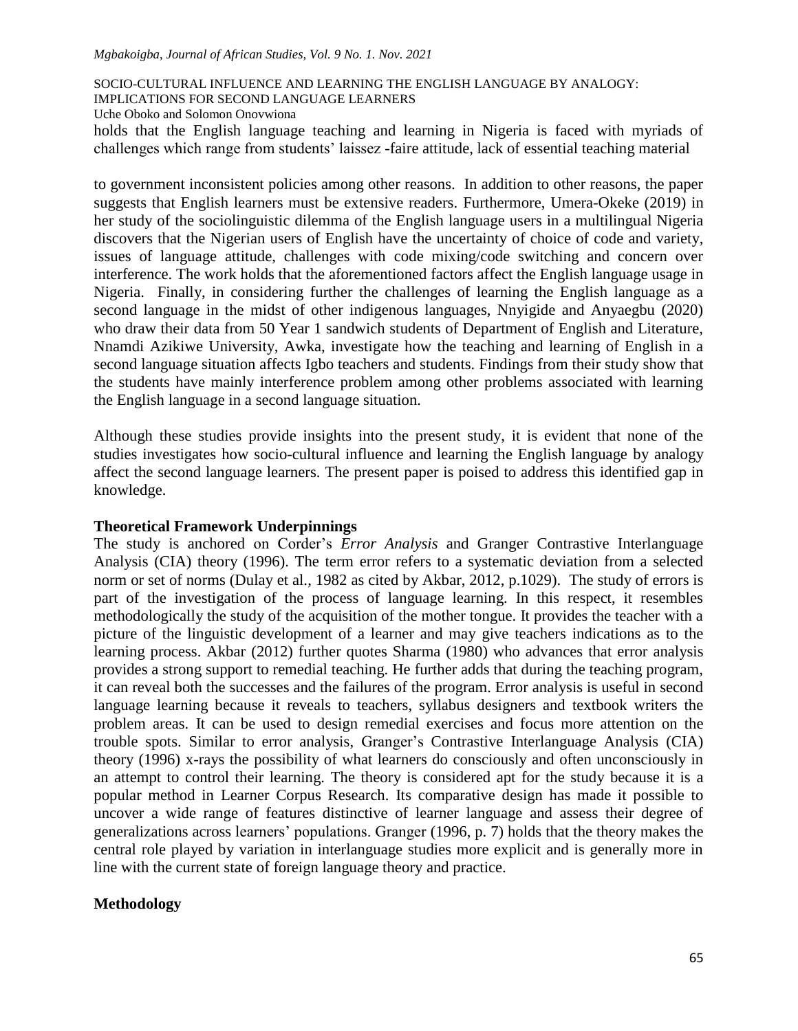holds that the English language teaching and learning in Nigeria is faced with myriads of challenges which range from students' laissez -faire attitude, lack of essential teaching material

to government inconsistent policies among other reasons. In addition to other reasons, the paper suggests that English learners must be extensive readers. Furthermore, Umera-Okeke (2019) in her study of the sociolinguistic dilemma of the English language users in a multilingual Nigeria discovers that the Nigerian users of English have the uncertainty of choice of code and variety, issues of language attitude, challenges with code mixing/code switching and concern over interference. The work holds that the aforementioned factors affect the English language usage in Nigeria. Finally, in considering further the challenges of learning the English language as a second language in the midst of other indigenous languages, Nnyigide and Anyaegbu (2020) who draw their data from 50 Year 1 sandwich students of Department of English and Literature, Nnamdi Azikiwe University, Awka, investigate how the teaching and learning of English in a second language situation affects Igbo teachers and students. Findings from their study show that the students have mainly interference problem among other problems associated with learning the English language in a second language situation.

Although these studies provide insights into the present study, it is evident that none of the studies investigates how socio-cultural influence and learning the English language by analogy affect the second language learners. The present paper is poised to address this identified gap in knowledge.

## Theoretical Framework Underpinnings

The study is anchored on Corder's *Error Analysis* and Granger Contrastive Interlanguage Analysis (CIA) theory (1996). The term error refers to a systematic deviation from a selected norm or set of norms (Dulay et al., 1982 as cited by Akbar, 2012, p.1029). The study of errors is part of the investigation of the process of language learning. In this respect, it resembles methodologically the study of the acquisition of the mother tongue. It provides the teacher with a picture of the linguistic development of a learner and may give teachers indications as to the learning process. Akbar (2012) further quotes Sharma (1980) who advances that error analysis provides a strong support to remedial teaching. He further adds that during the teaching program, it can reveal both the successes and the failures of the program. Error analysis is useful in second language learning because it reveals to teachers, syllabus designers and textbook writers the problem areas. It can be used to design remedial exercises and focus more attention on the trouble spots. Similar to error analysis, Granger's Contrastive Interlanguage Analysis (CIA) theory (1996) x-rays the possibility of what learners do consciously and often unconsciously in an attempt to control their learning. The theory is considered apt for the study because it is a popular method in Learner Corpus Research. Its comparative design has made it possible to uncover a wide range of features distinctive of learner language and assess their degree of generalizations across learners' populations. Granger (1996, p. 7) holds that the theory makes the central role played by variation in interlanguage studies more explicit and is generally more in line with the current state of foreign language theory and practice.

## Methodology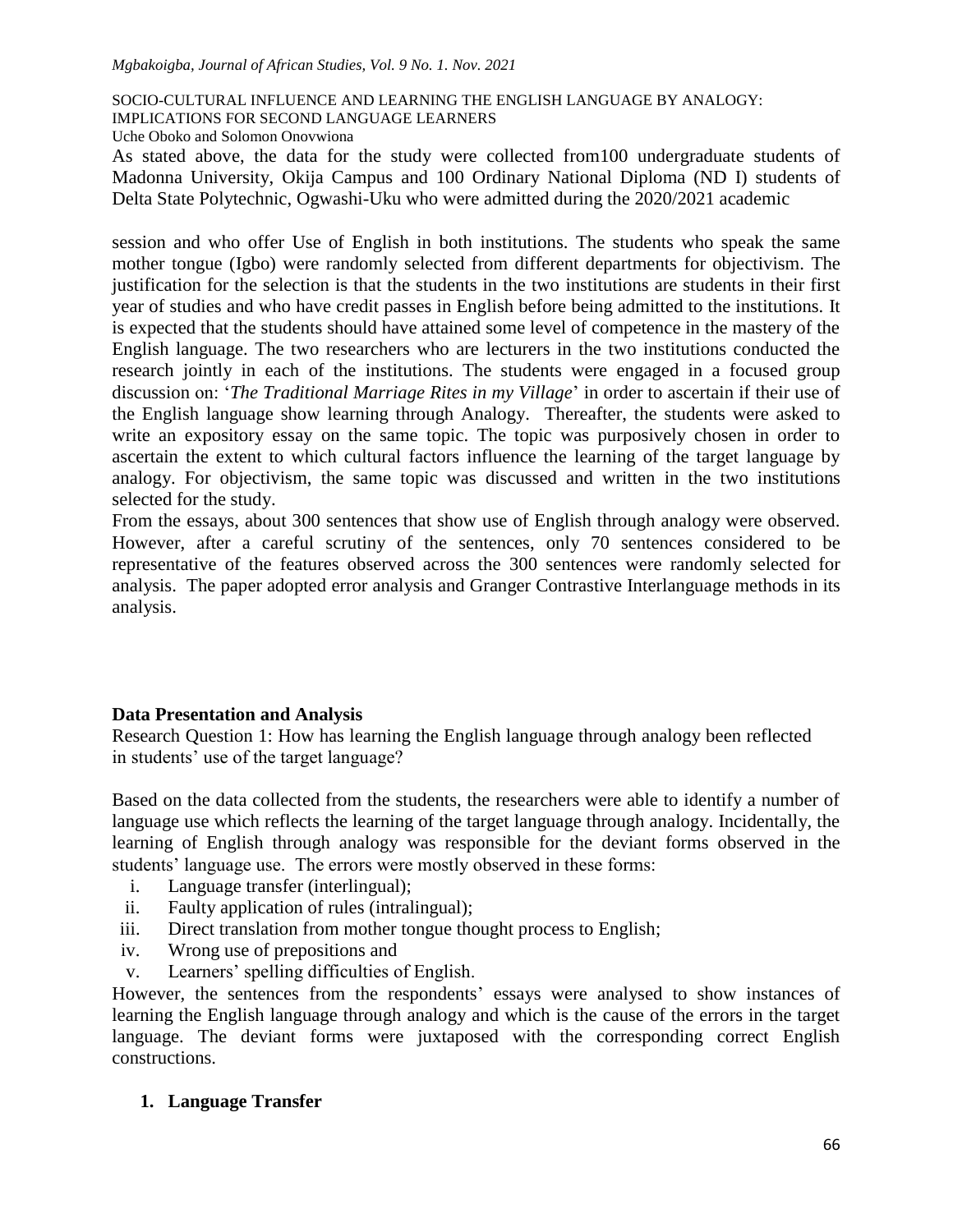As stated above, the data for the study were collected from100 undergraduate students of Madonna University, Okija Campus and 100 Ordinary National Diploma (ND I) students of Delta State Polytechnic, Ogwashi-Uku who were admitted during the 2020/2021 academic

session and who offer Use of English in both institutions. The students who speak the same mother tongue (Igbo) were randomly selected from different departments for objectivism. The justification for the selection is that the students in the two institutions are students in their first year of studies and who have credit passes in English before being admitted to the institutions. It is expected that the students should have attained some level of competence in the mastery of the English language. The two researchers who are lecturers in the two institutions conducted the research jointly in each of the institutions. The students were engaged in a focused group discussion on: '*The Traditional Marriage Rites in my Village*' in order to ascertain if their use of the English language show learning through Analogy. Thereafter, the students were asked to write an expository essay on the same topic. The topic was purposively chosen in order to ascertain the extent to which cultural factors influence the learning of the target language by analogy. For objectivism, the same topic was discussed and written in the two institutions selected for the study.

From the essays, about 300 sentences that show use of English through analogy were observed. However, after a careful scrutiny of the sentences, only 70 sentences considered to be representative of the features observed across the 300 sentences were randomly selected for analysis. The paper adopted error analysis and Granger Contrastive Interlanguage methods in its analysis.

## Data Presentation and Analysis

Research Question 1: How has learning the English language through analogy been reflected in students' use of the target language?

Based on the data collected from the students, the researchers were able to identify a number of language use which reflects the learning of the target language through analogy. Incidentally, the learning of English through analogy was responsible for the deviant forms observed in the students' language use. The errors were mostly observed in these forms:

i. Language transfer (interlingual);
ii. Faulty application of rules (intralingual);
iii. Direct translation from mother tongue thought process to English;
iv. Wrong use of prepositions and
v. Learners' spelling difficulties of English.

However, the sentences from the respondents' essays were analysed to show instances of learning the English language through analogy and which is the cause of the errors in the target language. The deviant forms were juxtaposed with the corresponding correct English constructions.

### 1. Language Transfer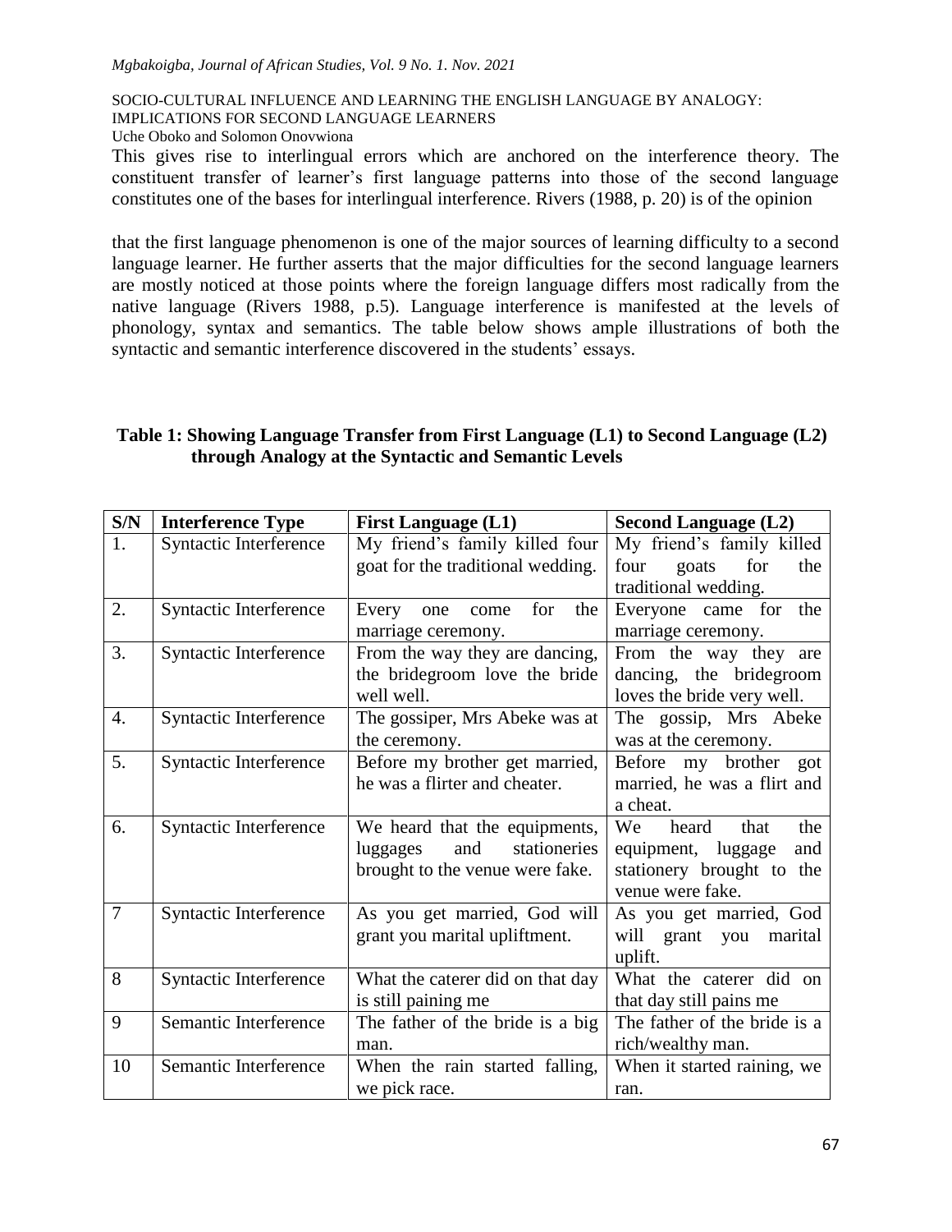This gives rise to interlingual errors which are anchored on the interference theory. The constituent transfer of learner's first language patterns into those of the second language constitutes one of the bases for interlingual interference. Rivers (1988, p. 20) is of the opinion

that the first language phenomenon is one of the major sources of learning difficulty to a second language learner. He further asserts that the major difficulties for the second language learners are mostly noticed at those points where the foreign language differs most radically from the native language (Rivers 1988, p.5). Language interference is manifested at the levels of phonology, syntax and semantics. The table below shows ample illustrations of both the syntactic and semantic interference discovered in the students' essays.

**Table 1: Showing Language Transfer from First Language (L1) to Second Language (L2) through Analogy at the Syntactic and Semantic Levels**

| S/N | Interference Type | First Language (L1) | Second Language (L2) |
|---|---|---|---|
| 1. | Syntactic Interference | My friend's family killed four goat for the traditional wedding. | My friend's family killed four goats for the traditional wedding. |
| 2. | Syntactic Interference | Every one come for the marriage ceremony. | Everyone came for the marriage ceremony. |
| 3. | Syntactic Interference | From the way they are dancing, the bridegroom love the bride well well. | From the way they are dancing, the bridegroom loves the bride very well. |
| 4. | Syntactic Interference | The gossiper, Mrs Abeke was at the ceremony. | The gossip, Mrs Abeke was at the ceremony. |
| 5. | Syntactic Interference | Before my brother get married, he was a flirter and cheater. | Before my brother got married, he was a flirt and a cheat. |
| 6. | Syntactic Interference | We heard that the equipments, luggages and stationeries brought to the venue were fake. | We heard that the equipment, luggage and stationery brought to the venue were fake. |
| 7 | Syntactic Interference | As you get married, God will grant you marital upliftment. | As you get married, God will grant you marital uplift. |
| 8 | Syntactic Interference | What the caterer did on that day is still paining me | What the caterer did on that day still pains me |
| 9 | Semantic Interference | The father of the bride is a big man. | The father of the bride is a rich/wealthy man. |
| 10 | Semantic Interference | When the rain started falling, we pick race. | When it started raining, we ran. |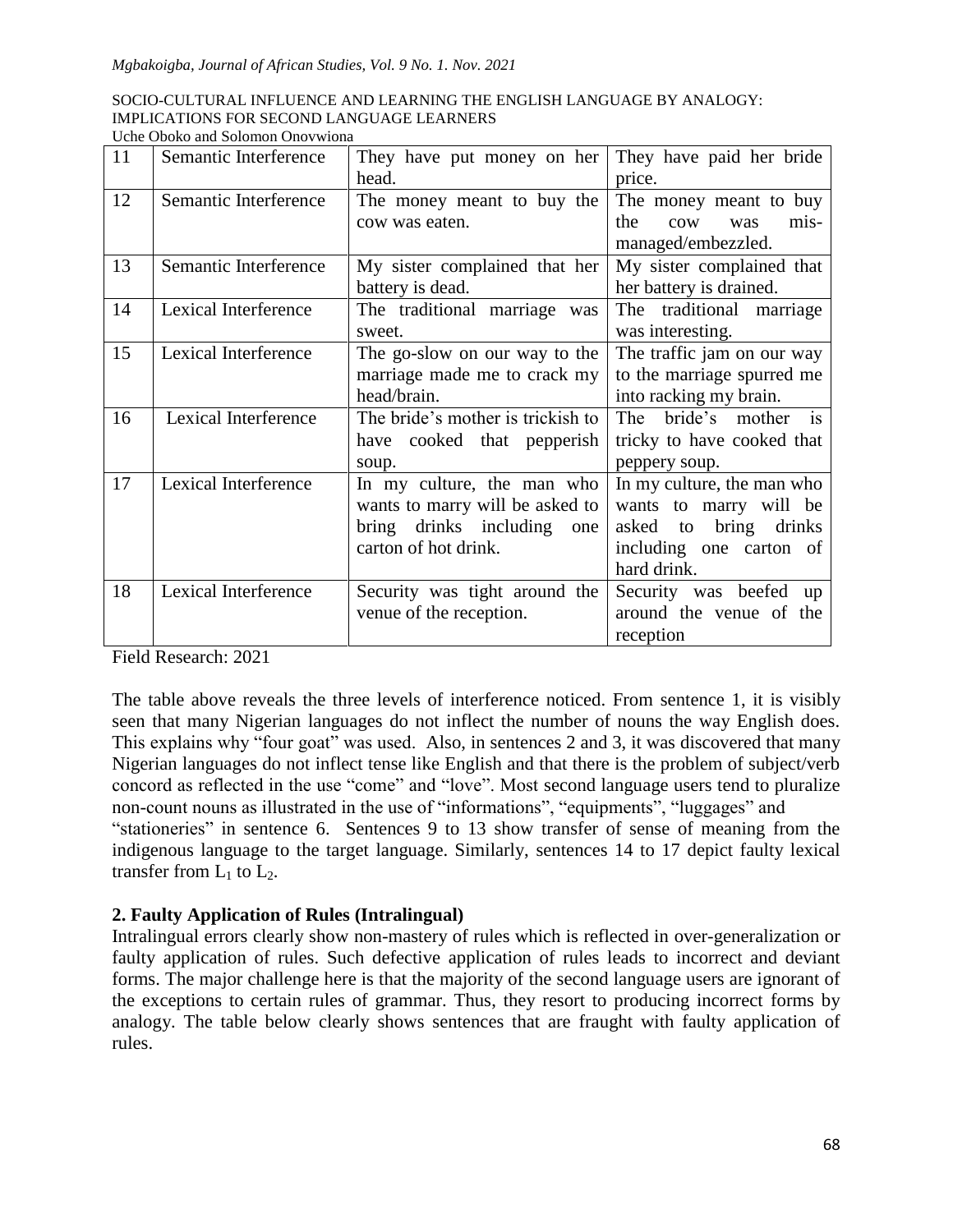| 11 | Semantic Interference | They have put money on her head. | They have paid her bride price. |
|---|---|---|---|
| 12 | Semantic Interference | The money meant to buy the cow was eaten. | The money meant to buy the cow was mis-managed/embezzled. |
| 13 | Semantic Interference | My sister complained that her battery is dead. | My sister complained that her battery is drained. |
| 14 | Lexical Interference | The traditional marriage was sweet. | The traditional marriage was interesting. |
| 15 | Lexical Interference | The go-slow on our way to the marriage made me to crack my head/brain. | The traffic jam on our way to the marriage spurred me into racking my brain. |
| 16 | Lexical Interference | The bride's mother is trickish to have cooked that pepperish soup. | The bride's mother is tricky to have cooked that peppery soup. |
| 17 | Lexical Interference | In my culture, the man who wants to marry will be asked to bring drinks including one carton of hot drink. | In my culture, the man who wants to marry will be asked to bring drinks including one carton of hard drink. |
| 18 | Lexical Interference | Security was tight around the venue of the reception. | Security was beefed up around the venue of the reception |

Field Research: 2021

The table above reveals the three levels of interference noticed. From sentence 1, it is visibly seen that many Nigerian languages do not inflect the number of nouns the way English does. This explains why "four goat" was used. Also, in sentences 2 and 3, it was discovered that many Nigerian languages do not inflect tense like English and that there is the problem of subject/verb concord as reflected in the use "come" and "love". Most second language users tend to pluralize non-count nouns as illustrated in the use of "informations", "equipments", "luggages" and "stationeries" in sentence 6. Sentences 9 to 13 show transfer of sense of meaning from the indigenous language to the target language. Similarly, sentences 14 to 17 depict faulty lexical transfer from $L_1$ to $L_2$.

## 2. Faulty Application of Rules (Intralingual)

Intralingual errors clearly show non-mastery of rules which is reflected in over-generalization or faulty application of rules. Such defective application of rules leads to incorrect and deviant forms. The major challenge here is that the majority of the second language users are ignorant of the exceptions to certain rules of grammar. Thus, they resort to producing incorrect forms by analogy. The table below clearly shows sentences that are fraught with faulty application of rules.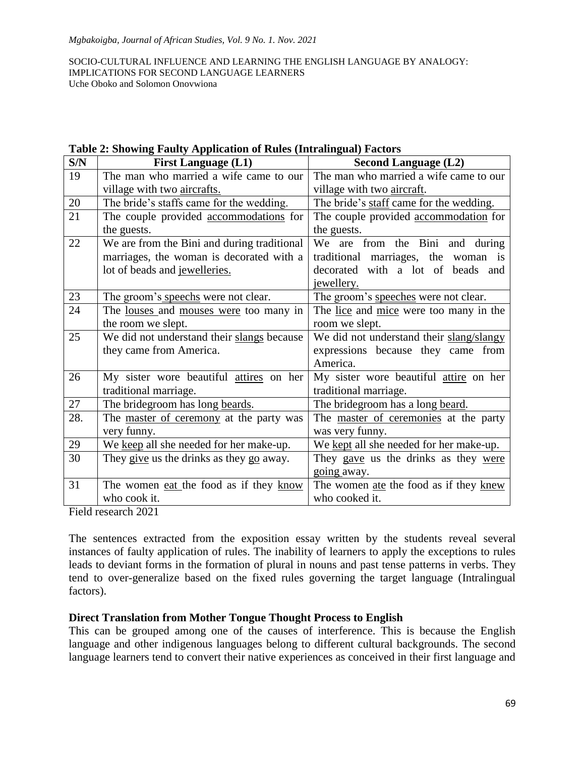**Table 2: Showing Faulty Application of Rules (Intralingual) Factors**

| S/N | First Language (L1) | Second Language (L2) |
|---|---|---|
| 19 | The man who married a wife came to our village with two aircrafts. | The man who married a wife came to our village with two aircraft. |
| 20 | The bride's staffs came for the wedding. | The bride's staff came for the wedding. |
| 21 | The couple provided accommodations for the guests. | The couple provided accommodation for the guests. |
| 22 | We are from the Bini and during traditional marriages, the woman is decorated with a lot of beads and jewelleries. | We are from the Bini and during traditional marriages, the woman is decorated with a lot of beads and jewellery. |
| 23 | The groom's speechs were not clear. | The groom's speeches were not clear. |
| 24 | The louses and mouses were too many in the room we slept. | The lice and mice were too many in the room we slept. |
| 25 | We did not understand their slangs because they came from America. | We did not understand their slang/slangy expressions because they came from America. |
| 26 | My sister wore beautiful attires on her traditional marriage. | My sister wore beautiful attire on her traditional marriage. |
| 27 | The bridegroom has long beards. | The bridegroom has a long beard. |
| 28. | The master of ceremony at the party was very funny. | The master of ceremonies at the party was very funny. |
| 29 | We keep all she needed for her make-up. | We kept all she needed for her make-up. |
| 30 | They give us the drinks as they go away. | They gave us the drinks as they were going away. |
| 31 | The women eat the food as if they know who cook it. | The women ate the food as if they knew who cooked it. |

Field research 2021

The sentences extracted from the exposition essay written by the students reveal several instances of faulty application of rules. The inability of learners to apply the exceptions to rules leads to deviant forms in the formation of plural in nouns and past tense patterns in verbs. They tend to over-generalize based on the fixed rules governing the target language (Intralingual factors).

### Direct Translation from Mother Tongue Thought Process to English

This can be grouped among one of the causes of interference. This is because the English language and other indigenous languages belong to different cultural backgrounds. The second language learners tend to convert their native experiences as conceived in their first language and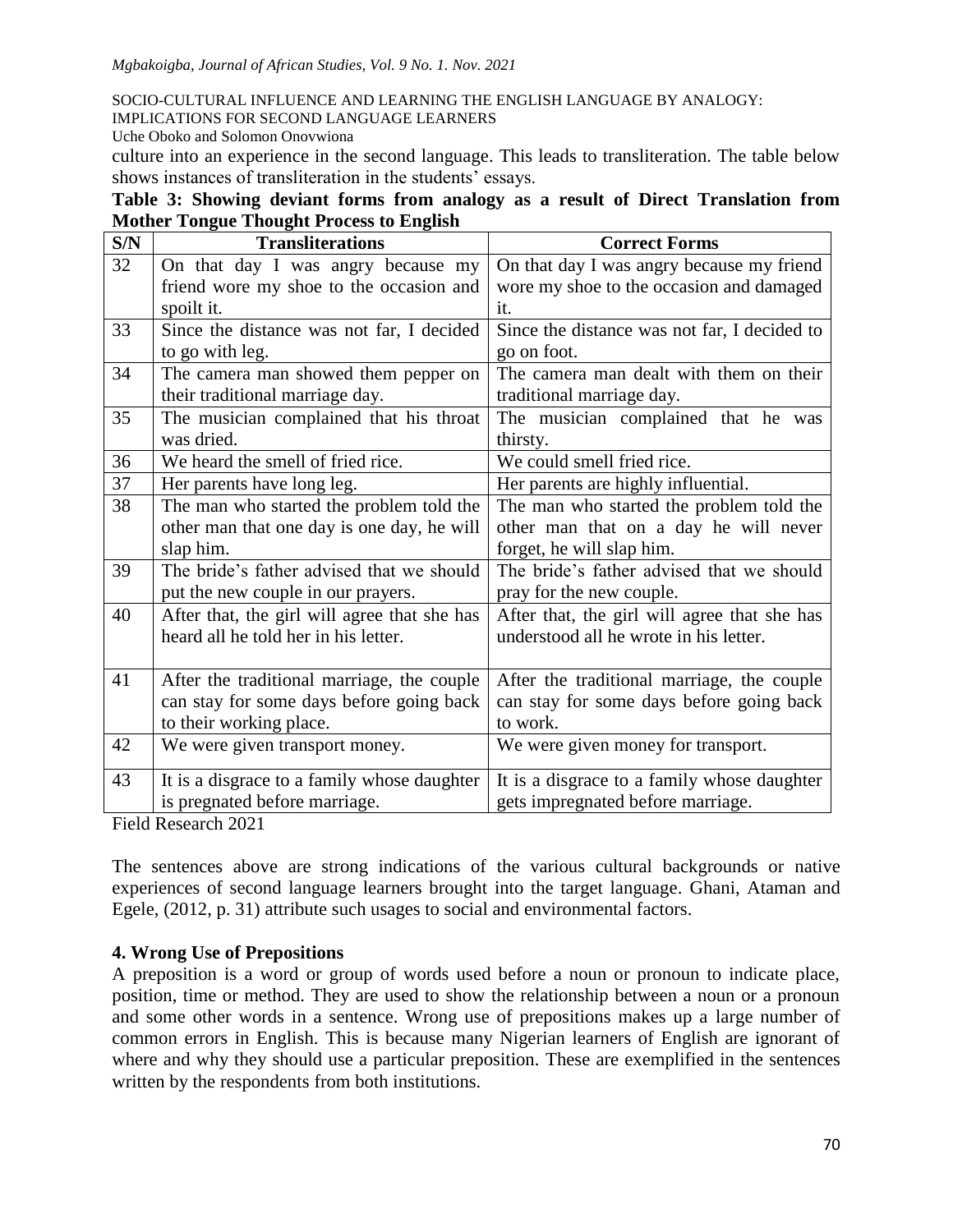culture into an experience in the second language. This leads to transliteration. The table below shows instances of transliteration in the students' essays.

**Table 3: Showing deviant forms from analogy as a result of Direct Translation from Mother Tongue Thought Process to English**

| S/N | Transliterations | Correct Forms |
|---|---|---|
| 32 | On that day I was angry because my friend wore my shoe to the occasion and spoilt it. | On that day I was angry because my friend wore my shoe to the occasion and damaged it. |
| 33 | Since the distance was not far, I decided to go with leg. | Since the distance was not far, I decided to go on foot. |
| 34 | The camera man showed them pepper on their traditional marriage day. | The camera man dealt with them on their traditional marriage day. |
| 35 | The musician complained that his throat was dried. | The musician complained that he was thirsty. |
| 36 | We heard the smell of fried rice. | We could smell fried rice. |
| 37 | Her parents have long leg. | Her parents are highly influential. |
| 38 | The man who started the problem told the other man that one day is one day, he will slap him. | The man who started the problem told the other man that on a day he will never forget, he will slap him. |
| 39 | The bride's father advised that we should put the new couple in our prayers. | The bride's father advised that we should pray for the new couple. |
| 40 | After that, the girl will agree that she has heard all he told her in his letter. | After that, the girl will agree that she has understood all he wrote in his letter. |
| 41 | After the traditional marriage, the couple can stay for some days before going back to their working place. | After the traditional marriage, the couple can stay for some days before going back to work. |
| 42 | We were given transport money. | We were given money for transport. |
| 43 | It is a disgrace to a family whose daughter is pregnated before marriage. | It is a disgrace to a family whose daughter gets impregnated before marriage. |

Field Research 2021

The sentences above are strong indications of the various cultural backgrounds or native experiences of second language learners brought into the target language. Ghani, Ataman and Egele, (2012, p. 31) attribute such usages to social and environmental factors.

## 4. Wrong Use of Prepositions

A preposition is a word or group of words used before a noun or pronoun to indicate place, position, time or method. They are used to show the relationship between a noun or a pronoun and some other words in a sentence. Wrong use of prepositions makes up a large number of common errors in English. This is because many Nigerian learners of English are ignorant of where and why they should use a particular preposition. These are exemplified in the sentences written by the respondents from both institutions.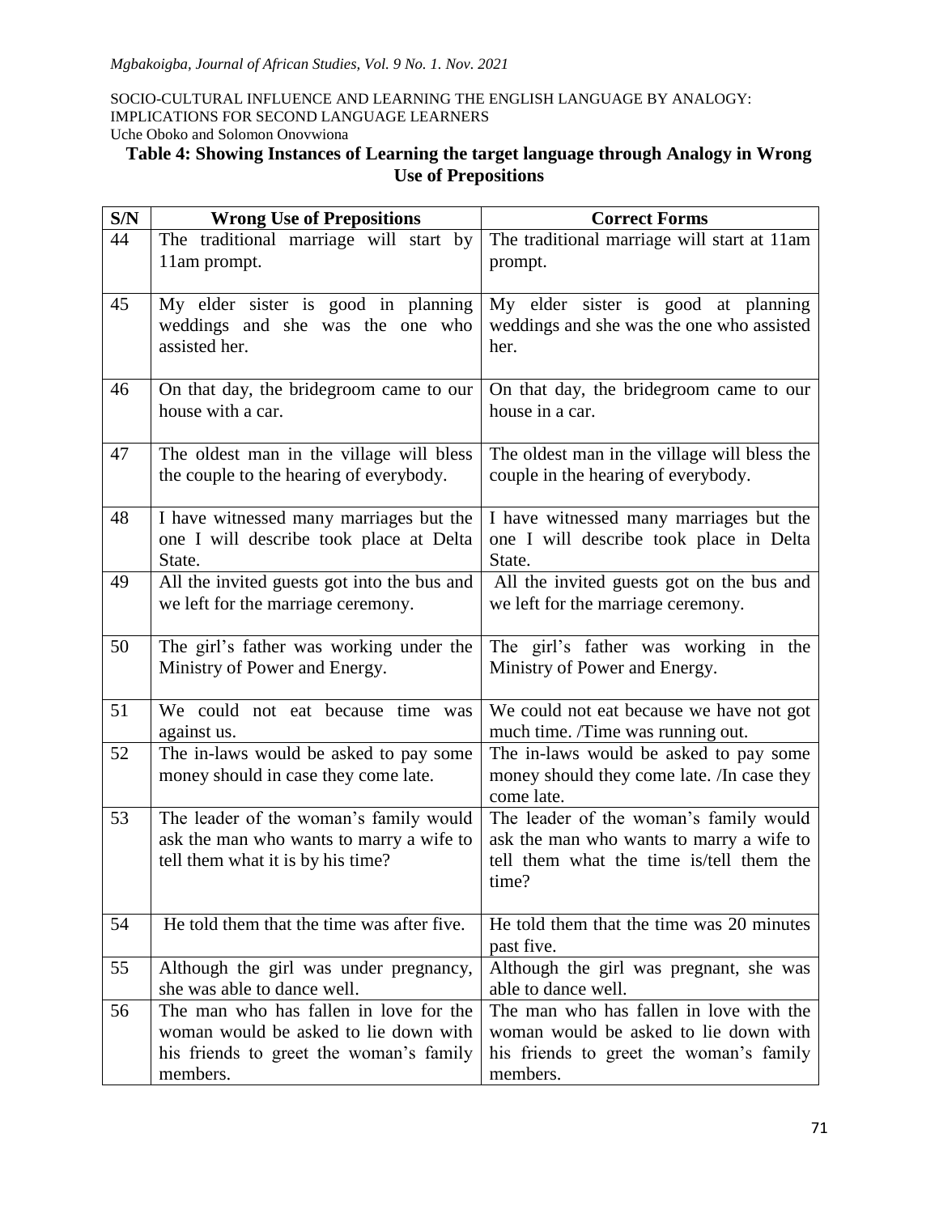**Table 4: Showing Instances of Learning the target language through Analogy in Wrong Use of Prepositions**

| S/N | Wrong Use of Prepositions | Correct Forms |
|---|---|---|
| 44 | The traditional marriage will start by 11am prompt. | The traditional marriage will start at 11am prompt. |
| 45 | My elder sister is good in planning weddings and she was the one who assisted her. | My elder sister is good at planning weddings and she was the one who assisted her. |
| 46 | On that day, the bridegroom came to our house with a car. | On that day, the bridegroom came to our house in a car. |
| 47 | The oldest man in the village will bless the couple to the hearing of everybody. | The oldest man in the village will bless the couple in the hearing of everybody. |
| 48 | I have witnessed many marriages but the one I will describe took place at Delta State. | I have witnessed many marriages but the one I will describe took place in Delta State. |
| 49 | All the invited guests got into the bus and we left for the marriage ceremony. | All the invited guests got on the bus and we left for the marriage ceremony. |
| 50 | The girl's father was working under the Ministry of Power and Energy. | The girl's father was working in the Ministry of Power and Energy. |
| 51 | We could not eat because time was against us. | We could not eat because we have not got much time. /Time was running out. |
| 52 | The in-laws would be asked to pay some money should in case they come late. | The in-laws would be asked to pay some money should they come late. /In case they come late. |
| 53 | The leader of the woman's family would ask the man who wants to marry a wife to tell them what it is by his time? | The leader of the woman's family would ask the man who wants to marry a wife to tell them what the time is/tell them the time? |
| 54 | He told them that the time was after five. | He told them that the time was 20 minutes past five. |
| 55 | Although the girl was under pregnancy, she was able to dance well. | Although the girl was pregnant, she was able to dance well. |
| 56 | The man who has fallen in love for the woman would be asked to lie down with his friends to greet the woman's family members. | The man who has fallen in love with the woman would be asked to lie down with his friends to greet the woman's family members. |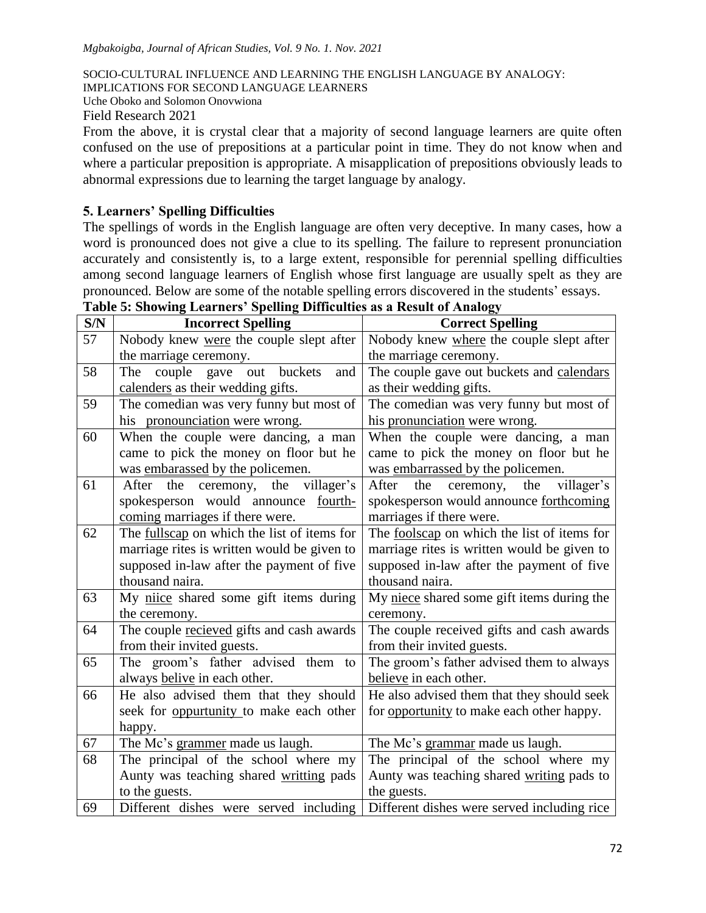Field Research 2021

From the above, it is crystal clear that a majority of second language learners are quite often confused on the use of prepositions at a particular point in time. They do not know when and where a particular preposition is appropriate. A misapplication of prepositions obviously leads to abnormal expressions due to learning the target language by analogy.

## 5. Learners' Spelling Difficulties

The spellings of words in the English language are often very deceptive. In many cases, how a word is pronounced does not give a clue to its spelling. The failure to represent pronunciation accurately and consistently is, to a large extent, responsible for perennial spelling difficulties among second language learners of English whose first language are usually spelt as they are pronounced. Below are some of the notable spelling errors discovered in the students' essays.

**Table 5: Showing Learners' Spelling Difficulties as a Result of Analogy**

| S/N | Incorrect Spelling | Correct Spelling |
|---|---|---|
| 57 | Nobody knew were the couple slept after the marriage ceremony. | Nobody knew where the couple slept after the marriage ceremony. |
| 58 | The couple gave out buckets and calenders as their wedding gifts. | The couple gave out buckets and calendars as their wedding gifts. |
| 59 | The comedian was very funny but most of his pronounciation were wrong. | The comedian was very funny but most of his pronunciation were wrong. |
| 60 | When the couple were dancing, a man came to pick the money on floor but he was embarassed by the policemen. | When the couple were dancing, a man came to pick the money on floor but he was embarrassed by the policemen. |
| 61 | After the ceremony, the villager's spokesperson would announce fourth-coming marriages if there were. | After the ceremony, the villager's spokesperson would announce forthcoming marriages if there were. |
| 62 | The fullscap on which the list of items for marriage rites is written would be given to supposed in-law after the payment of five thousand naira. | The foolscap on which the list of items for marriage rites is written would be given to supposed in-law after the payment of five thousand naira. |
| 63 | My niice shared some gift items during the ceremony. | My niece shared some gift items during the ceremony. |
| 64 | The couple recieved gifts and cash awards from their invited guests. | The couple received gifts and cash awards from their invited guests. |
| 65 | The groom's father advised them to always belive in each other. | The groom's father advised them to always believe in each other. |
| 66 | He also advised them that they should seek for oppurtunity to make each other happy. | He also advised them that they should seek for opportunity to make each other happy. |
| 67 | The Mc's grammer made us laugh. | The Mc's grammar made us laugh. |
| 68 | The principal of the school where my Aunty was teaching shared writting pads to the guests. | The principal of the school where my Aunty was teaching shared writing pads to the guests. |
| 69 | Different dishes were served including | Different dishes were served including rice |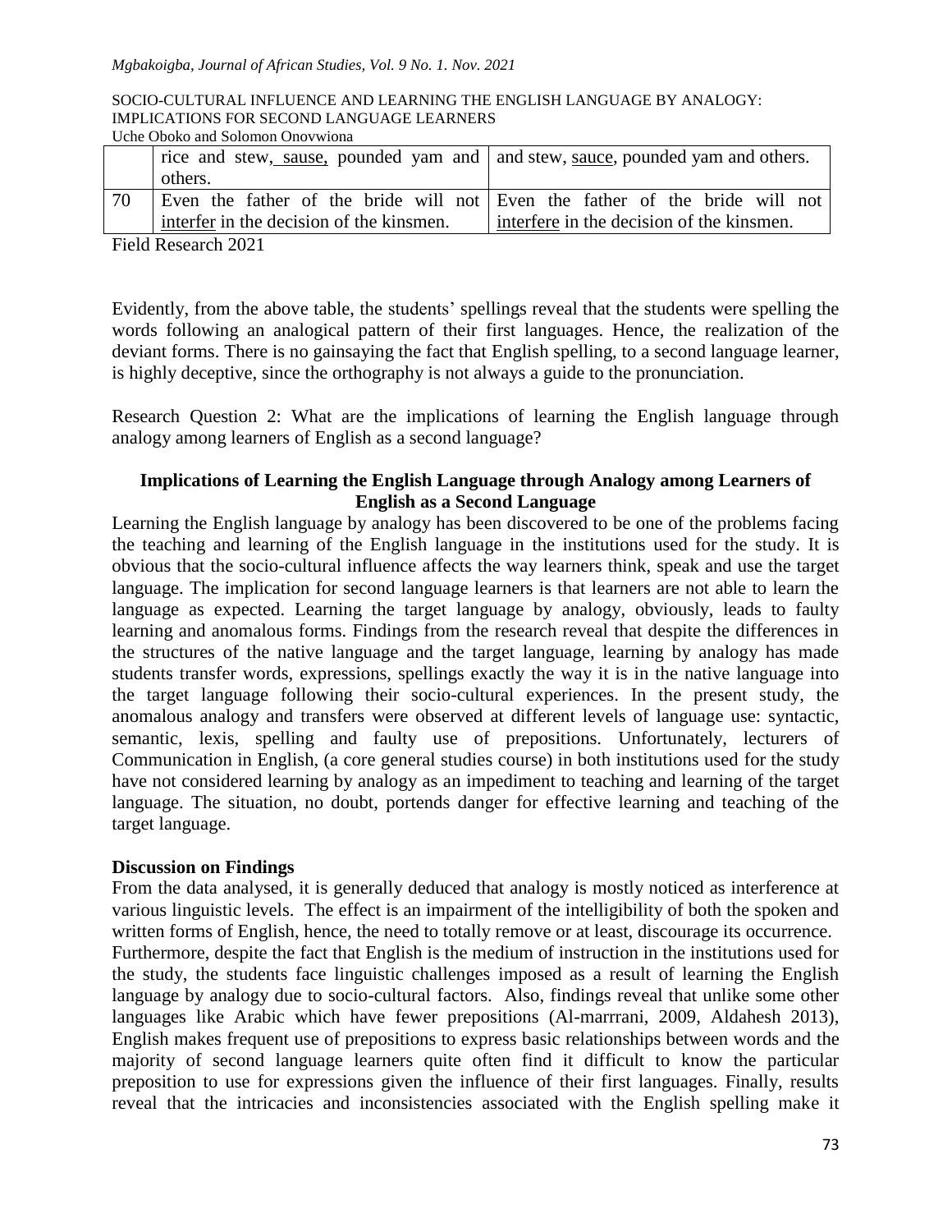|  |  |  |
|---|---|---|
|  | rice and stew, sause, pounded yam and others. | and stew, sauce, pounded yam and others. |
| 70 | Even the father of the bride will not interfer in the decision of the kinsmen. | Even the father of the bride will not interfere in the decision of the kinsmen. |

Field Research 2021

Evidently, from the above table, the students' spellings reveal that the students were spelling the words following an analogical pattern of their first languages. Hence, the realization of the deviant forms. There is no gainsaying the fact that English spelling, to a second language learner, is highly deceptive, since the orthography is not always a guide to the pronunciation.

Research Question 2: What are the implications of learning the English language through analogy among learners of English as a second language?

### Implications of Learning the English Language through Analogy among Learners of English as a Second Language

Learning the English language by analogy has been discovered to be one of the problems facing the teaching and learning of the English language in the institutions used for the study. It is obvious that the socio-cultural influence affects the way learners think, speak and use the target language. The implication for second language learners is that learners are not able to learn the language as expected. Learning the target language by analogy, obviously, leads to faulty learning and anomalous forms. Findings from the research reveal that despite the differences in the structures of the native language and the target language, learning by analogy has made students transfer words, expressions, spellings exactly the way it is in the native language into the target language following their socio-cultural experiences. In the present study, the anomalous analogy and transfers were observed at different levels of language use: syntactic, semantic, lexis, spelling and faulty use of prepositions. Unfortunately, lecturers of Communication in English, (a core general studies course) in both institutions used for the study have not considered learning by analogy as an impediment to teaching and learning of the target language. The situation, no doubt, portends danger for effective learning and teaching of the target language.

### Discussion on Findings

From the data analysed, it is generally deduced that analogy is mostly noticed as interference at various linguistic levels. The effect is an impairment of the intelligibility of both the spoken and written forms of English, hence, the need to totally remove or at least, discourage its occurrence. Furthermore, despite the fact that English is the medium of instruction in the institutions used for the study, the students face linguistic challenges imposed as a result of learning the English language by analogy due to socio-cultural factors. Also, findings reveal that unlike some other languages like Arabic which have fewer prepositions (Al-marrrani, 2009, Aldahesh 2013), English makes frequent use of prepositions to express basic relationships between words and the majority of second language learners quite often find it difficult to know the particular preposition to use for expressions given the influence of their first languages. Finally, results reveal that the intricacies and inconsistencies associated with the English spelling make it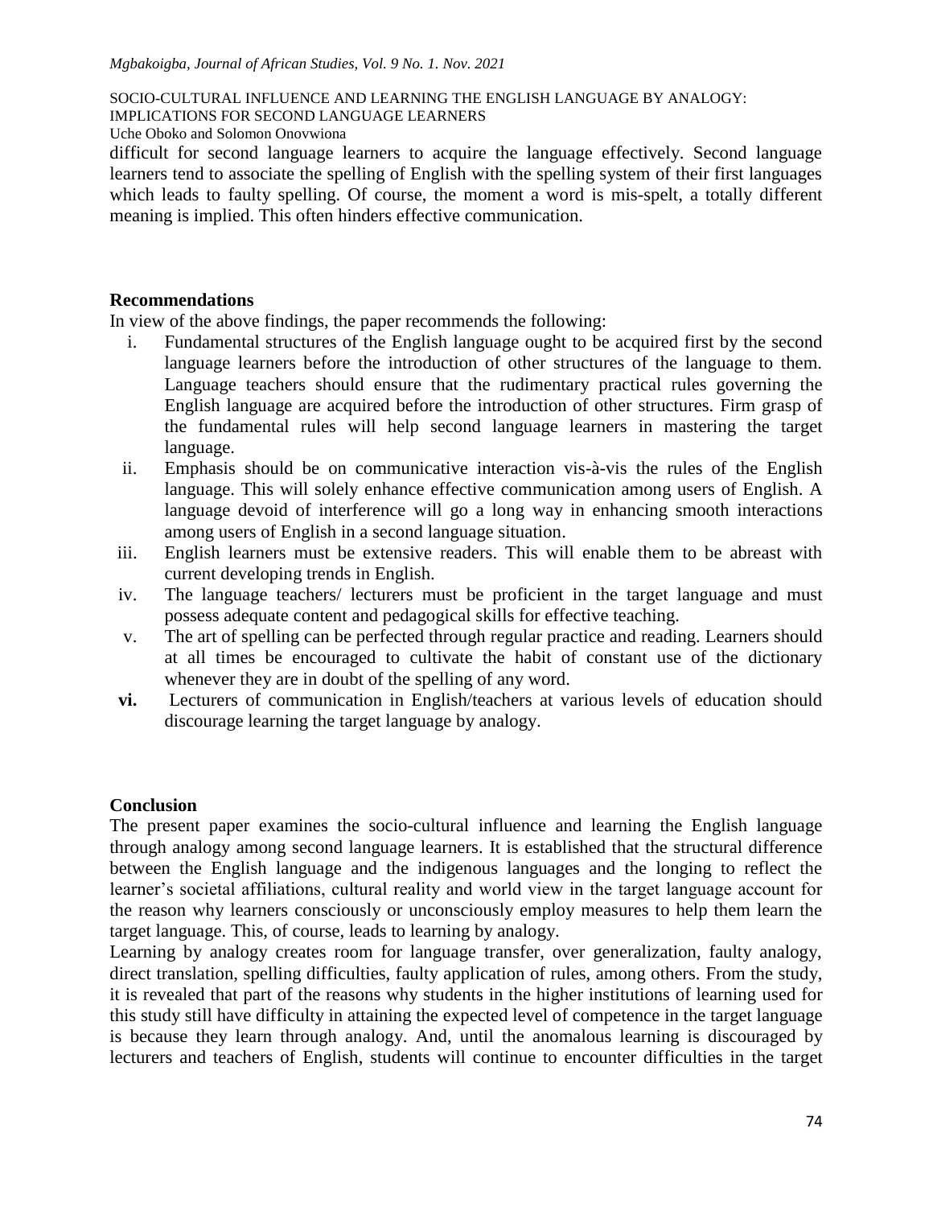difficult for second language learners to acquire the language effectively. Second language learners tend to associate the spelling of English with the spelling system of their first languages which leads to faulty spelling. Of course, the moment a word is mis-spelt, a totally different meaning is implied. This often hinders effective communication.

## Recommendations

In view of the above findings, the paper recommends the following:

i. Fundamental structures of the English language ought to be acquired first by the second language learners before the introduction of other structures of the language to them. Language teachers should ensure that the rudimentary practical rules governing the English language are acquired before the introduction of other structures. Firm grasp of the fundamental rules will help second language learners in mastering the target language.
ii. Emphasis should be on communicative interaction vis-à-vis the rules of the English language. This will solely enhance effective communication among users of English. A language devoid of interference will go a long way in enhancing smooth interactions among users of English in a second language situation.
iii. English learners must be extensive readers. This will enable them to be abreast with current developing trends in English.
iv. The language teachers/ lecturers must be proficient in the target language and must possess adequate content and pedagogical skills for effective teaching.
v. The art of spelling can be perfected through regular practice and reading. Learners should at all times be encouraged to cultivate the habit of constant use of the dictionary whenever they are in doubt of the spelling of any word.
**vi.** Lecturers of communication in English/teachers at various levels of education should discourage learning the target language by analogy.

## Conclusion

The present paper examines the socio-cultural influence and learning the English language through analogy among second language learners. It is established that the structural difference between the English language and the indigenous languages and the longing to reflect the learner's societal affiliations, cultural reality and world view in the target language account for the reason why learners consciously or unconsciously employ measures to help them learn the target language. This, of course, leads to learning by analogy.

Learning by analogy creates room for language transfer, over generalization, faulty analogy, direct translation, spelling difficulties, faulty application of rules, among others. From the study, it is revealed that part of the reasons why students in the higher institutions of learning used for this study still have difficulty in attaining the expected level of competence in the target language is because they learn through analogy. And, until the anomalous learning is discouraged by lecturers and teachers of English, students will continue to encounter difficulties in the target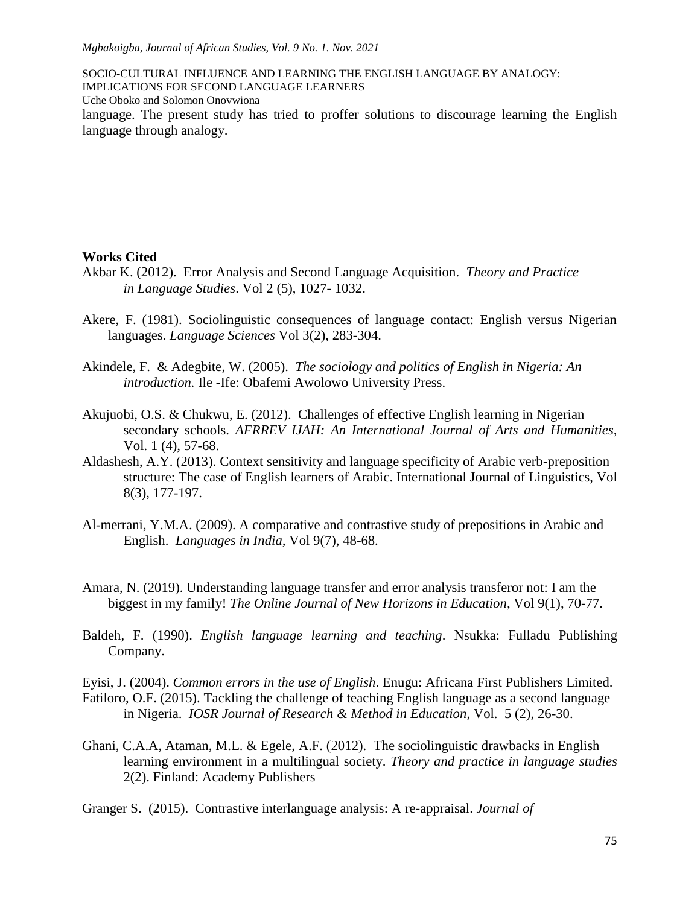language. The present study has tried to proffer solutions to discourage learning the English language through analogy.

**Works Cited**

Akbar K. (2012). Error Analysis and Second Language Acquisition. *Theory and Practice in Language Studies*. Vol 2 (5), 1027- 1032.

Akere, F. (1981). Sociolinguistic consequences of language contact: English versus Nigerian languages. *Language Sciences* Vol 3(2), 283-304.

Akindele, F. & Adegbite, W. (2005). *The sociology and politics of English in Nigeria: An introduction.* Ile -Ife: Obafemi Awolowo University Press.

Akujuobi, O.S. & Chukwu, E. (2012). Challenges of effective English learning in Nigerian secondary schools. *AFRREV IJAH: An International Journal of Arts and Humanities,* Vol. 1 (4), 57-68.

Aldashesh, A.Y. (2013). Context sensitivity and language specificity of Arabic verb-preposition structure: The case of English learners of Arabic. International Journal of Linguistics, Vol 8(3), 177-197.

Al-merrani, Y.M.A. (2009). A comparative and contrastive study of prepositions in Arabic and English. *Languages in India*, Vol 9(7), 48-68.

Amara, N. (2019). Understanding language transfer and error analysis transferor not: I am the biggest in my family! *The Online Journal of New Horizons in Education*, Vol 9(1), 70-77.

Baldeh, F. (1990). *English language learning and teaching*. Nsukka: Fulladu Publishing Company.

Eyisi, J. (2004). *Common errors in the use of English*. Enugu: Africana First Publishers Limited.

Fatiloro, O.F. (2015). Tackling the challenge of teaching English language as a second language in Nigeria. *IOSR Journal of Research & Method in Education*, Vol. 5 (2), 26-30.

Ghani, C.A.A, Ataman, M.L. & Egele, A.F. (2012). The sociolinguistic drawbacks in English learning environment in a multilingual society. *Theory and practice in language studies* 2(2). Finland: Academy Publishers

Granger S. (2015). Contrastive interlanguage analysis: A re-appraisal. *Journal of*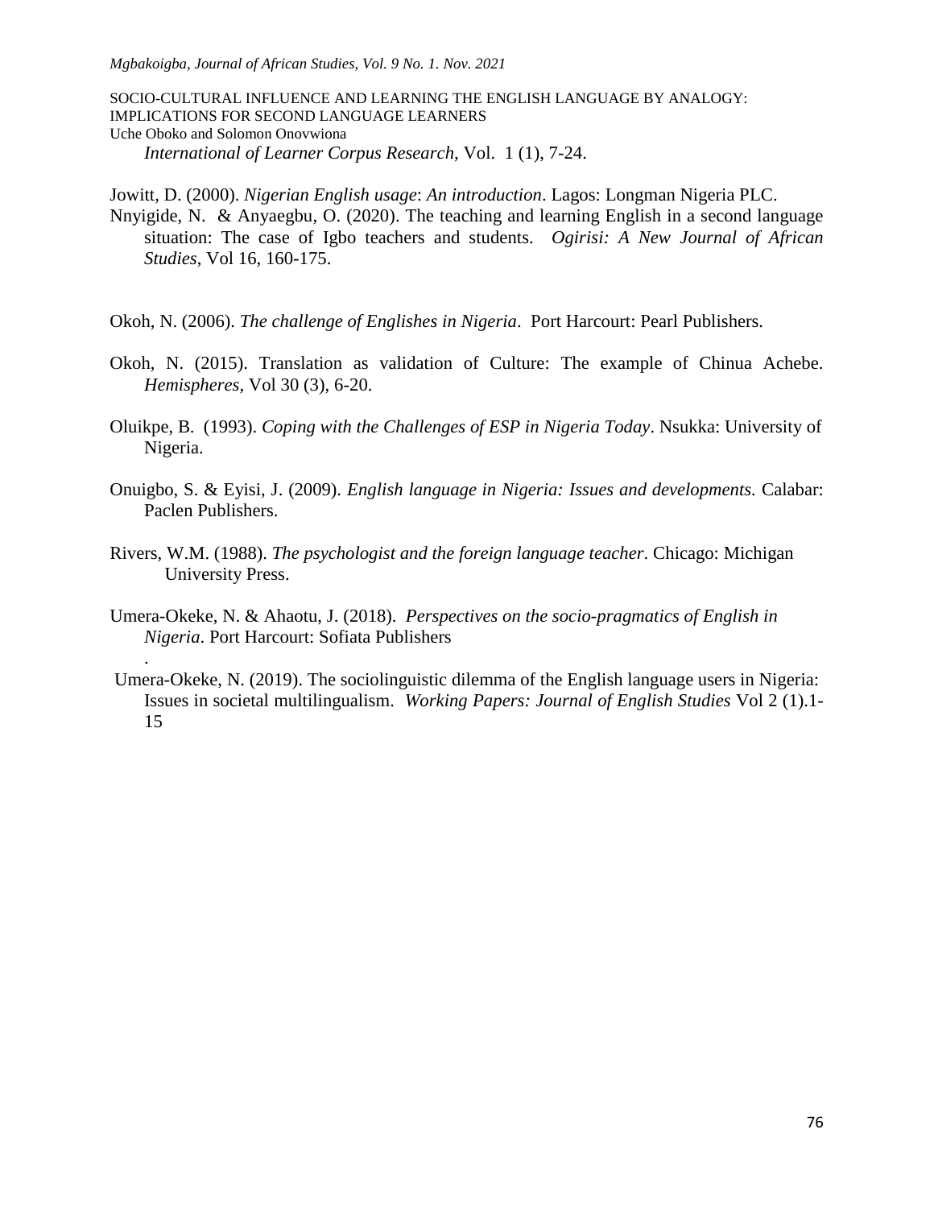*International of Learner Corpus Research,* Vol. 1 (1), 7-24.

Jowitt, D. (2000). *Nigerian English usage*: *An introduction*. Lagos: Longman Nigeria PLC.

Nnyigide, N. & Anyaegbu, O. (2020). The teaching and learning English in a second language situation: The case of Igbo teachers and students. *Ogirisi: A New Journal of African Studies*, Vol 16, 160-175.

Okoh, N. (2006). *The challenge of Englishes in Nigeria*. Port Harcourt: Pearl Publishers.

Okoh, N. (2015). Translation as validation of Culture: The example of Chinua Achebe. *Hemispheres*, Vol 30 (3), 6-20.

Oluikpe, B. (1993). *Coping with the Challenges of ESP in Nigeria Today*. Nsukka: University of Nigeria.

Onuigbo, S. & Eyisi, J. (2009). *English language in Nigeria: Issues and developments*. Calabar: Paclen Publishers.

Rivers, W.M. (1988). *The psychologist and the foreign language teacher*. Chicago: Michigan University Press.

Umera-Okeke, N. & Ahaotu, J. (2018). *Perspectives on the socio-pragmatics of English in Nigeria*. Port Harcourt: Sofiata Publishers
.

Umera-Okeke, N. (2019). The sociolinguistic dilemma of the English language users in Nigeria: Issues in societal multilingualism. *Working Papers: Journal of English Studies* Vol 2 (1).1-15